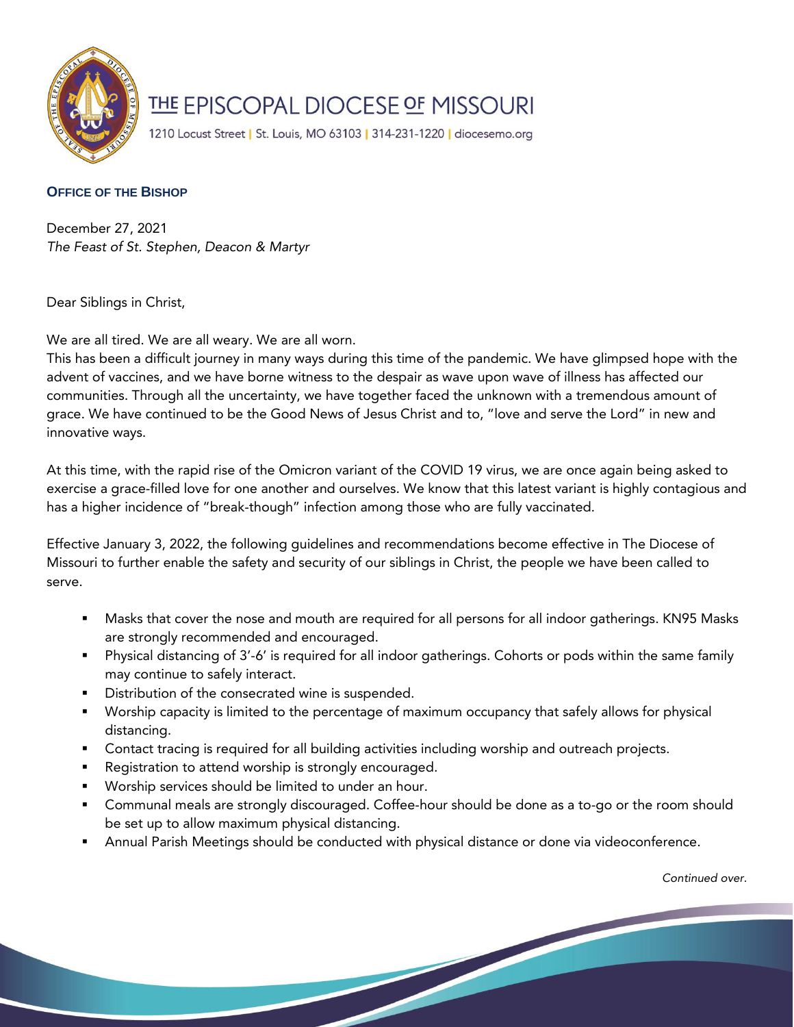# THE EPISCOPAL DIOCESE OF MISSOURI

1210 Locust Street | St. Louis, MO 63103 | 314-231-1220 | diocesemo.org

**OFFICE OF THE BISHOP**

December 27, 2021
*The Feast of St. Stephen, Deacon & Martyr*

Dear Siblings in Christ,

We are all tired. We are all weary. We are all worn.
This has been a difficult journey in many ways during this time of the pandemic. We have glimpsed hope with the advent of vaccines, and we have borne witness to the despair as wave upon wave of illness has affected our communities. Through all the uncertainty, we have together faced the unknown with a tremendous amount of grace. We have continued to be the Good News of Jesus Christ and to, "love and serve the Lord" in new and innovative ways.

At this time, with the rapid rise of the Omicron variant of the COVID 19 virus, we are once again being asked to exercise a grace-filled love for one another and ourselves. We know that this latest variant is highly contagious and has a higher incidence of "break-though" infection among those who are fully vaccinated.

Effective January 3, 2022, the following guidelines and recommendations become effective in The Diocese of Missouri to further enable the safety and security of our siblings in Christ, the people we have been called to serve.

- Masks that cover the nose and mouth are required for all persons for all indoor gatherings. KN95 Masks are strongly recommended and encouraged.
- Physical distancing of 3'-6' is required for all indoor gatherings. Cohorts or pods within the same family may continue to safely interact.
- Distribution of the consecrated wine is suspended.
- Worship capacity is limited to the percentage of maximum occupancy that safely allows for physical distancing.
- Contact tracing is required for all building activities including worship and outreach projects.
- Registration to attend worship is strongly encouraged.
- Worship services should be limited to under an hour.
- Communal meals are strongly discouraged. Coffee-hour should be done as a to-go or the room should be set up to allow maximum physical distancing.
- Annual Parish Meetings should be conducted with physical distance or done via videoconference.

*Continued over.*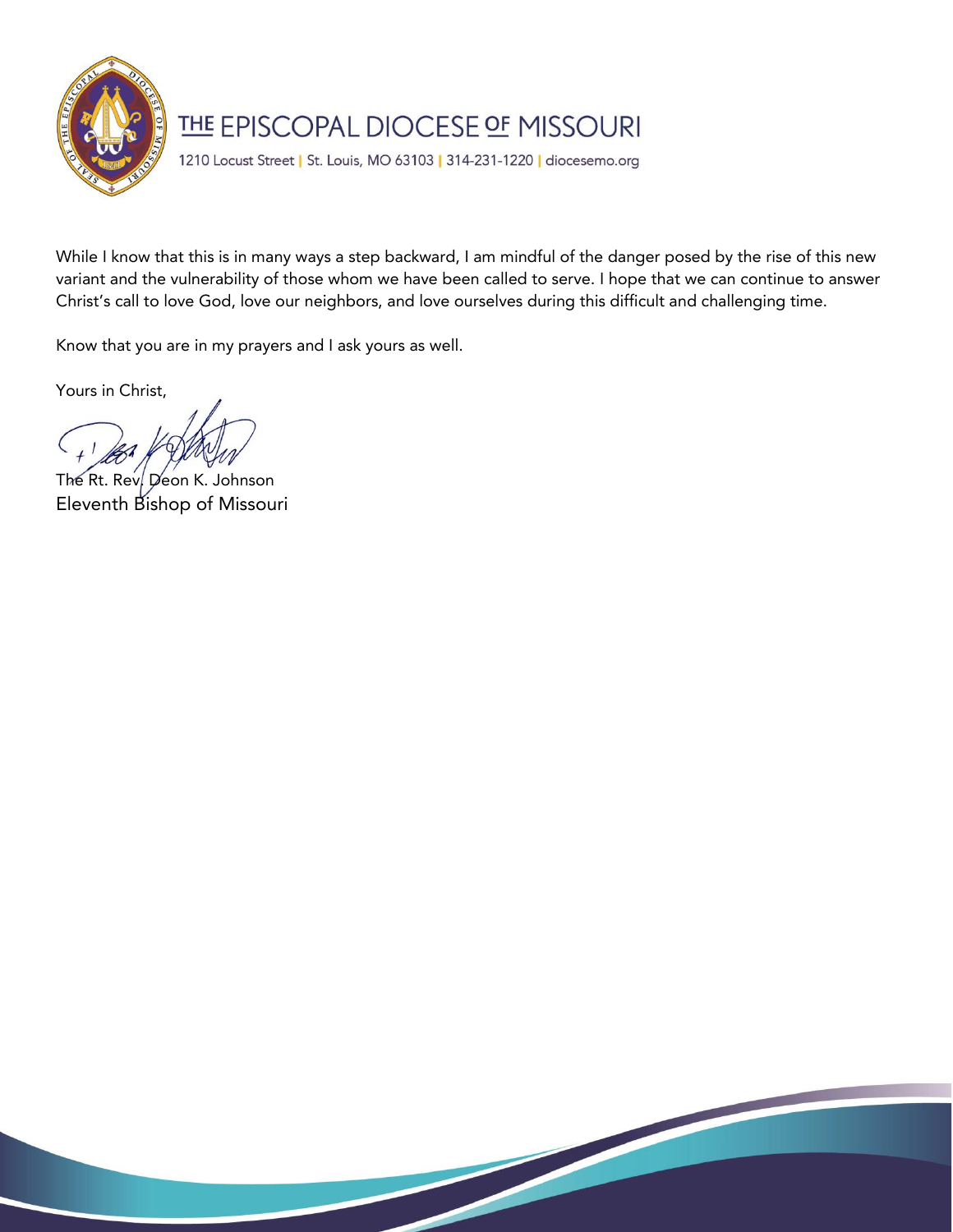THE EPISCOPAL DIOCESE OF MISSOURI

1210 Locust Street | St. Louis, MO 63103 | 314-231-1220 | diocesemo.org

While I know that this is in many ways a step backward, I am mindful of the danger posed by the rise of this new variant and the vulnerability of those whom we have been called to serve. I hope that we can continue to answer Christ's call to love God, love our neighbors, and love ourselves during this difficult and challenging time.

Know that you are in my prayers and I ask yours as well.

Yours in Christ,

The Rt. Rev. Deon K. Johnson
Eleventh Bishop of Missouri